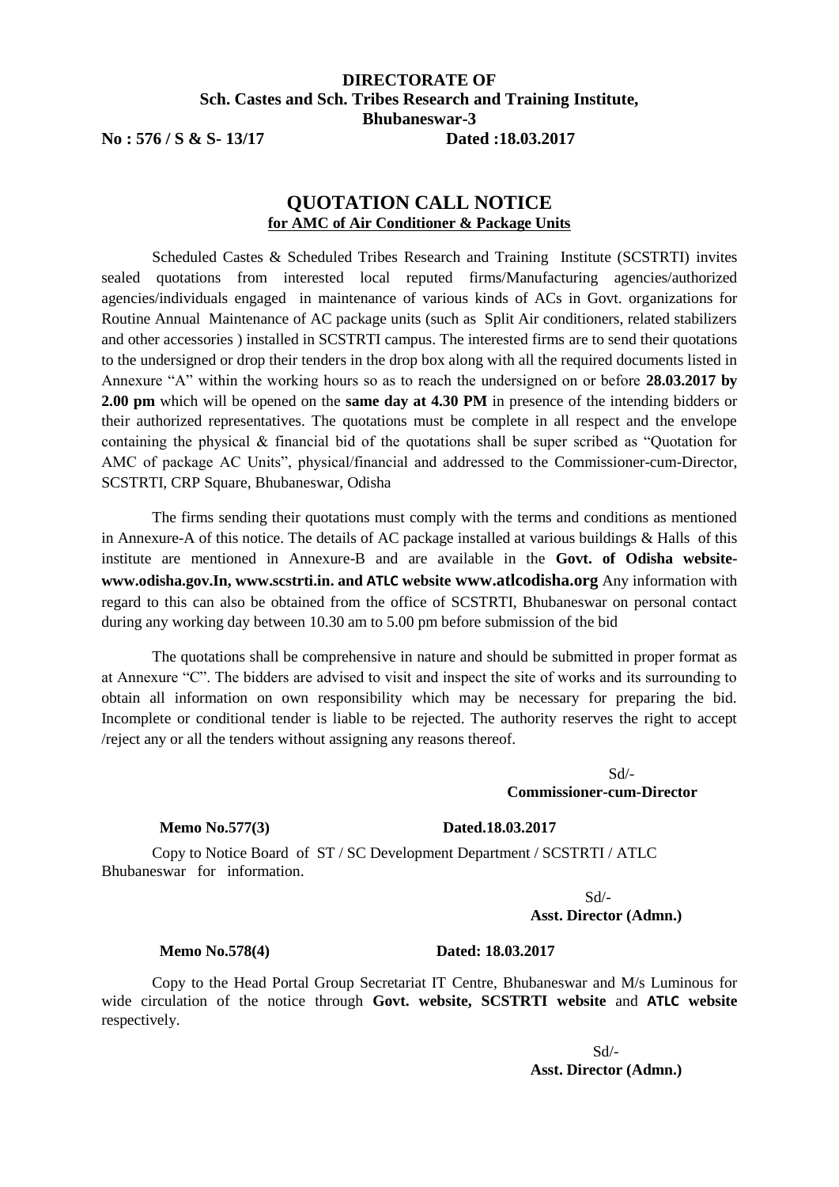**DIRECTORATE OF**
**Sch. Castes and Sch. Tribes Research and Training Institute,**
**Bhubaneswar-3**

**No : 576 / S & S- 13/17** **Dated :18.03.2017**

# QUOTATION CALL NOTICE

**for AMC of Air Conditioner & Package Units**

Scheduled Castes & Scheduled Tribes Research and Training Institute (SCSTRTI) invites sealed quotations from interested local reputed firms/Manufacturing agencies/authorized agencies/individuals engaged in maintenance of various kinds of ACs in Govt. organizations for Routine Annual Maintenance of AC package units (such as Split Air conditioners, related stabilizers and other accessories ) installed in SCSTRTI campus. The interested firms are to send their quotations to the undersigned or drop their tenders in the drop box along with all the required documents listed in Annexure "A" within the working hours so as to reach the undersigned on or before **28.03.2017 by 2.00 pm** which will be opened on the **same day at 4.30 PM** in presence of the intending bidders or their authorized representatives. The quotations must be complete in all respect and the envelope containing the physical & financial bid of the quotations shall be super scribed as "Quotation for AMC of package AC Units", physical/financial and addressed to the Commissioner-cum-Director, SCSTRTI, CRP Square, Bhubaneswar, Odisha

The firms sending their quotations must comply with the terms and conditions as mentioned in Annexure-A of this notice. The details of AC package installed at various buildings & Halls of this institute are mentioned in Annexure-B and are available in the **Govt. of Odisha website- www.odisha.gov.In, www.scstrti.in. and ATLC website www.atlcodisha.org** Any information with regard to this can also be obtained from the office of SCSTRTI, Bhubaneswar on personal contact during any working day between 10.30 am to 5.00 pm before submission of the bid

The quotations shall be comprehensive in nature and should be submitted in proper format as at Annexure "C". The bidders are advised to visit and inspect the site of works and its surrounding to obtain all information on own responsibility which may be necessary for preparing the bid. Incomplete or conditional tender is liable to be rejected. The authority reserves the right to accept /reject any or all the tenders without assigning any reasons thereof.

Sd/-
**Commissioner-cum-Director**

**Memo No.577(3)** **Dated.18.03.2017**

Copy to Notice Board of ST / SC Development Department / SCSTRTI / ATLC Bhubaneswar for information.

Sd/-
**Asst. Director (Admn.)**

**Memo No.578(4)** **Dated: 18.03.2017**

Copy to the Head Portal Group Secretariat IT Centre, Bhubaneswar and M/s Luminous for wide circulation of the notice through **Govt. website, SCSTRTI website** and **ATLC website** respectively.

Sd/-
**Asst. Director (Admn.)**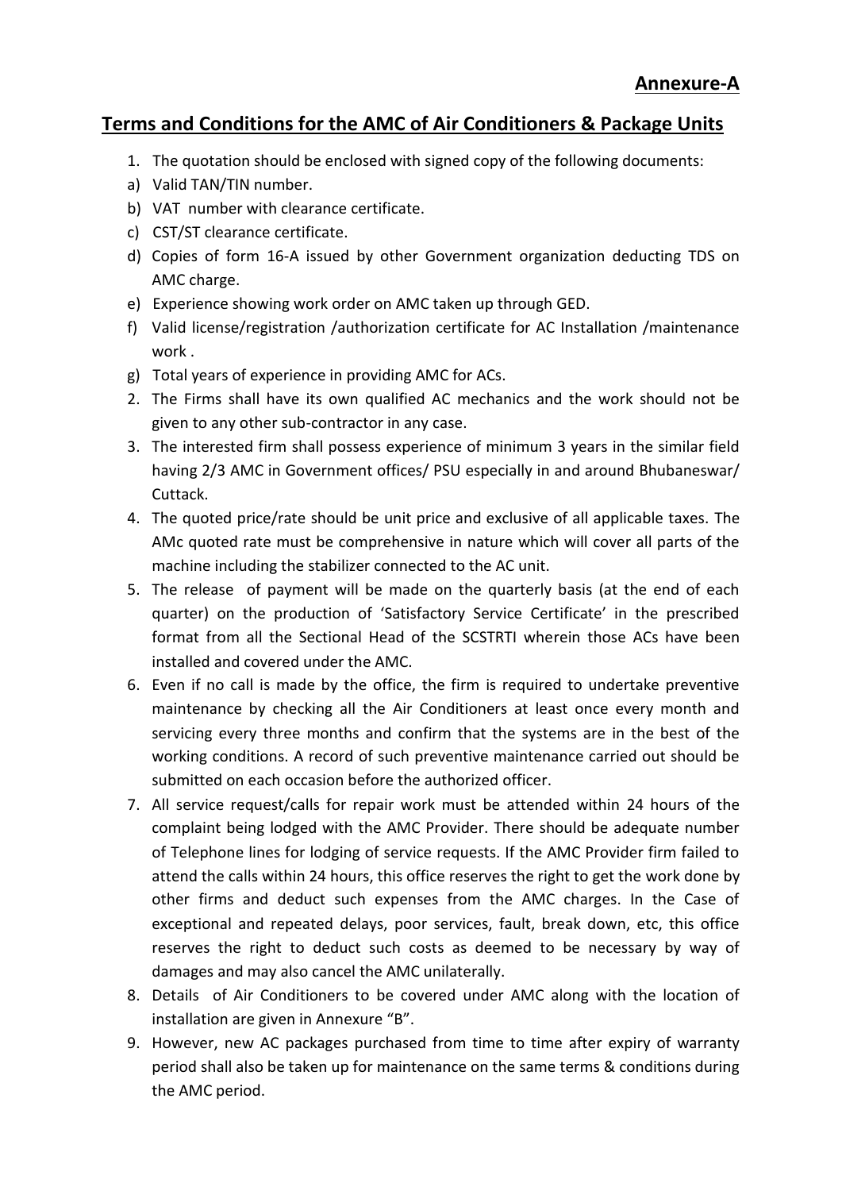**Annexure-A**

## Terms and Conditions for the AMC of Air Conditioners & Package Units

1. The quotation should be enclosed with signed copy of the following documents:

a) Valid TAN/TIN number.

b) VAT number with clearance certificate.

c) CST/ST clearance certificate.

d) Copies of form 16-A issued by other Government organization deducting TDS on AMC charge.

e) Experience showing work order on AMC taken up through GED.

f) Valid license/registration /authorization certificate for AC Installation /maintenance work .

g) Total years of experience in providing AMC for ACs.

2. The Firms shall have its own qualified AC mechanics and the work should not be given to any other sub-contractor in any case.
3. The interested firm shall possess experience of minimum 3 years in the similar field having 2/3 AMC in Government offices/ PSU especially in and around Bhubaneswar/ Cuttack.
4. The quoted price/rate should be unit price and exclusive of all applicable taxes. The AMc quoted rate must be comprehensive in nature which will cover all parts of the machine including the stabilizer connected to the AC unit.
5. The release of payment will be made on the quarterly basis (at the end of each quarter) on the production of 'Satisfactory Service Certificate' in the prescribed format from all the Sectional Head of the SCSTRTI wherein those ACs have been installed and covered under the AMC.
6. Even if no call is made by the office, the firm is required to undertake preventive maintenance by checking all the Air Conditioners at least once every month and servicing every three months and confirm that the systems are in the best of the working conditions. A record of such preventive maintenance carried out should be submitted on each occasion before the authorized officer.
7. All service request/calls for repair work must be attended within 24 hours of the complaint being lodged with the AMC Provider. There should be adequate number of Telephone lines for lodging of service requests. If the AMC Provider firm failed to attend the calls within 24 hours, this office reserves the right to get the work done by other firms and deduct such expenses from the AMC charges. In the Case of exceptional and repeated delays, poor services, fault, break down, etc, this office reserves the right to deduct such costs as deemed to be necessary by way of damages and may also cancel the AMC unilaterally.
8. Details of Air Conditioners to be covered under AMC along with the location of installation are given in Annexure "B".
9. However, new AC packages purchased from time to time after expiry of warranty period shall also be taken up for maintenance on the same terms & conditions during the AMC period.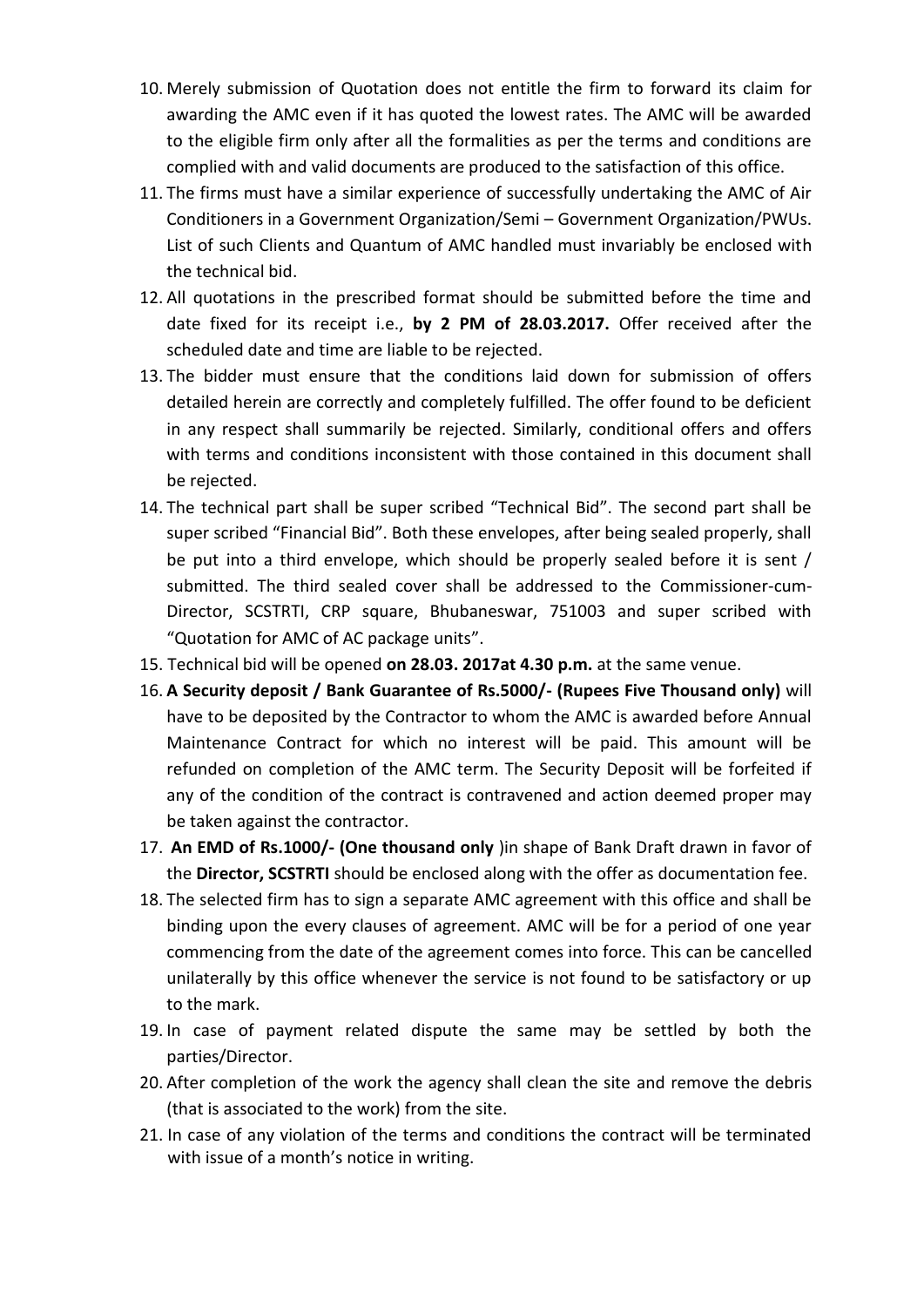10. Merely submission of Quotation does not entitle the firm to forward its claim for awarding the AMC even if it has quoted the lowest rates. The AMC will be awarded to the eligible firm only after all the formalities as per the terms and conditions are complied with and valid documents are produced to the satisfaction of this office.
11. The firms must have a similar experience of successfully undertaking the AMC of Air Conditioners in a Government Organization/Semi – Government Organization/PWUs. List of such Clients and Quantum of AMC handled must invariably be enclosed with the technical bid.
12. All quotations in the prescribed format should be submitted before the time and date fixed for its receipt i.e., **by 2 PM of 28.03.2017.** Offer received after the scheduled date and time are liable to be rejected.
13. The bidder must ensure that the conditions laid down for submission of offers detailed herein are correctly and completely fulfilled. The offer found to be deficient in any respect shall summarily be rejected. Similarly, conditional offers and offers with terms and conditions inconsistent with those contained in this document shall be rejected.
14. The technical part shall be super scribed "Technical Bid". The second part shall be super scribed "Financial Bid". Both these envelopes, after being sealed properly, shall be put into a third envelope, which should be properly sealed before it is sent / submitted. The third sealed cover shall be addressed to the Commissioner-cum-Director, SCSTRTI, CRP square, Bhubaneswar, 751003 and super scribed with "Quotation for AMC of AC package units".
15. Technical bid will be opened **on 28.03. 2017at 4.30 p.m.** at the same venue.
16. **A Security deposit / Bank Guarantee of Rs.5000/- (Rupees Five Thousand only)** will have to be deposited by the Contractor to whom the AMC is awarded before Annual Maintenance Contract for which no interest will be paid. This amount will be refunded on completion of the AMC term. The Security Deposit will be forfeited if any of the condition of the contract is contravened and action deemed proper may be taken against the contractor.
17. **An EMD of Rs.1000/- (One thousand only** )in shape of Bank Draft drawn in favor of the **Director, SCSTRTI** should be enclosed along with the offer as documentation fee.
18. The selected firm has to sign a separate AMC agreement with this office and shall be binding upon the every clauses of agreement. AMC will be for a period of one year commencing from the date of the agreement comes into force. This can be cancelled unilaterally by this office whenever the service is not found to be satisfactory or up to the mark.
19. In case of payment related dispute the same may be settled by both the parties/Director.
20. After completion of the work the agency shall clean the site and remove the debris (that is associated to the work) from the site.
21. In case of any violation of the terms and conditions the contract will be terminated with issue of a month's notice in writing.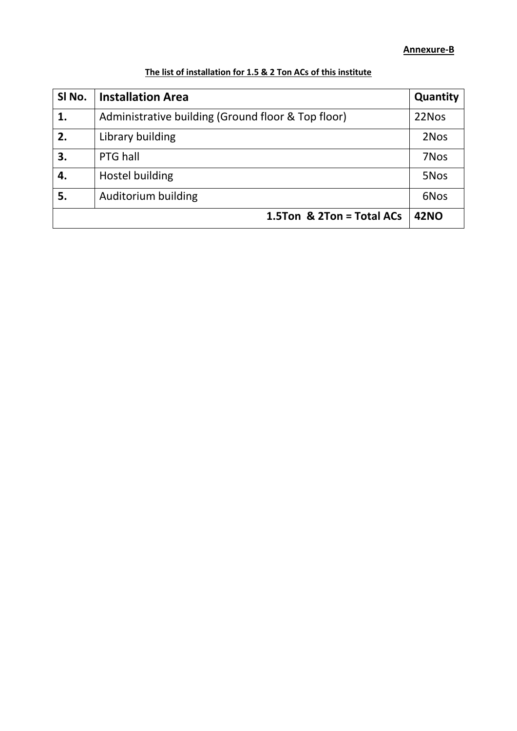**Annexure-B**

**The list of installation for 1.5 & 2 Ton ACs of this institute**

| Sl No. | Installation Area | Quantity |
|---|---|---|
| **1.** | Administrative building (Ground floor & Top floor) | 22Nos |
| **2.** | Library building | 2Nos |
| **3.** | PTG hall | 7Nos |
| **4.** | Hostel building | 5Nos |
| **5.** | Auditorium building | 6Nos |
| | **1.5Ton & 2Ton = Total ACs** | **42NO** |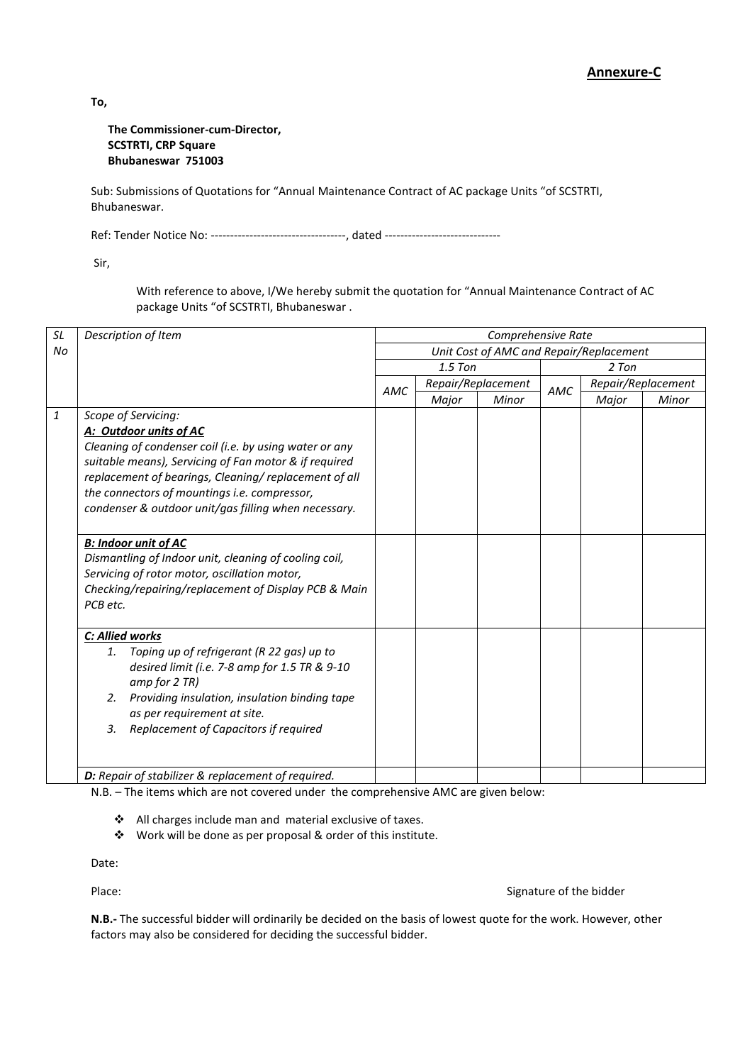**Annexure-C**

**To,**

**The Commissioner-cum-Director,**
**SCSTRTI, CRP Square**
**Bhubaneswar 751003**

Sub: Submissions of Quotations for "Annual Maintenance Contract of AC package Units "of SCSTRTI, Bhubaneswar.

Ref: Tender Notice No: -----------------------------------, dated ------------------------------

Sir,

With reference to above, I/We hereby submit the quotation for "Annual Maintenance Contract of AC package Units "of SCSTRTI, Bhubaneswar .

| *SL No* | *Description of Item* | *Comprehensive Rate* | | | | | |
|---|---|---|---|---|---|---|---|
| | | *Unit Cost of AMC and Repair/Replacement* | | | | | |
| | | *1.5 Ton* | | | *2 Ton* | | |
| | | *AMC* | *Repair/Replacement* | | *AMC* | *Repair/Replacement* | |
| | | | *Major* | *Minor* | | *Major* | *Minor* |
| *1* | *Scope of Servicing:* ***A: Outdoor units of AC*** *Cleaning of condenser coil (i.e. by using water or any suitable means), Servicing of Fan motor & if required replacement of bearings, Cleaning/ replacement of all the connectors of mountings i.e. compressor, condenser & outdoor unit/gas filling when necessary.* | | | | | | |
| | ***B: Indoor unit of AC*** *Dismantling of Indoor unit, cleaning of cooling coil, Servicing of rotor motor, oscillation motor, Checking/repairing/replacement of Display PCB & Main PCB etc.* | | | | | | |
| | ***C: Allied works*** *1. Toping up of refrigerant (R 22 gas) up to desired limit (i.e. 7-8 amp for 1.5 TR & 9-10 amp for 2 TR)* *2. Providing insulation, insulation binding tape as per requirement at site.* *3. Replacement of Capacitors if required* | | | | | | |
| | ***D:*** *Repair of stabilizer & replacement of required.* | | | | | | |

N.B. – The items which are not covered under the comprehensive AMC are given below:

- All charges include man and material exclusive of taxes.
- Work will be done as per proposal & order of this institute.

Date:

Place: Signature of the bidder

**N.B.-** The successful bidder will ordinarily be decided on the basis of lowest quote for the work. However, other factors may also be considered for deciding the successful bidder.